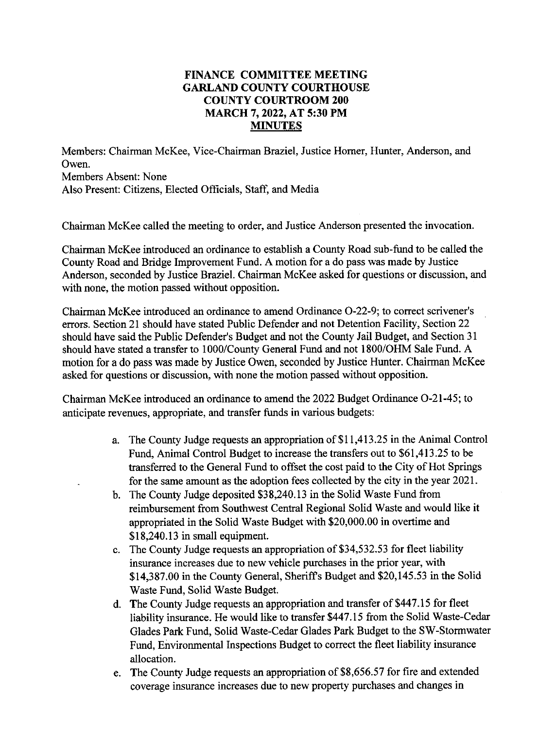# FINANCE COMMITTEE MEETING
## GARLAND COUNTY COURTHOUSE
## COUNTY COURTROOM 200
## MARCH 7, 2022, AT 5:30 PM
## MINUTES

Members: Chairman McKee, Vice-Chairman Braziel, Justice Horner, Hunter, Anderson, and Owen.
Members Absent: None
Also Present: Citizens, Elected Officials, Staff, and Media

Chairman McKee called the meeting to order, and Justice Anderson presented the invocation.

Chairman McKee introduced an ordinance to establish a County Road sub-fund to be called the County Road and Bridge Improvement Fund. A motion for a do pass was made by Justice Anderson, seconded by Justice Braziel. Chairman McKee asked for questions or discussion, and with none, the motion passed without opposition.

Chairman McKee introduced an ordinance to amend Ordinance O-22-9; to correct scrivener's errors. Section 21 should have stated Public Defender and not Detention Facility, Section 22 should have said the Public Defender's Budget and not the County Jail Budget, and Section 31 should have stated a transfer to 1000/County General Fund and not 1800/OHM Sale Fund. A motion for a do pass was made by Justice Owen, seconded by Justice Hunter. Chairman McKee asked for questions or discussion, with none the motion passed without opposition.

Chairman McKee introduced an ordinance to amend the 2022 Budget Ordinance O-21-45; to anticipate revenues, appropriate, and transfer funds in various budgets:

a. The County Judge requests an appropriation of $11,413.25 in the Animal Control Fund, Animal Control Budget to increase the transfers out to $61,413.25 to be transferred to the General Fund to offset the cost paid to the City of Hot Springs for the same amount as the adoption fees collected by the city in the year 2021.
b. The County Judge deposited $38,240.13 in the Solid Waste Fund from reimbursement from Southwest Central Regional Solid Waste and would like it appropriated in the Solid Waste Budget with $20,000.00 in overtime and $18,240.13 in small equipment.
c. The County Judge requests an appropriation of $34,532.53 for fleet liability insurance increases due to new vehicle purchases in the prior year, with $14,387.00 in the County General, Sheriff's Budget and $20,145.53 in the Solid Waste Fund, Solid Waste Budget.
d. The County Judge requests an appropriation and transfer of $447.15 for fleet liability insurance. He would like to transfer $447.15 from the Solid Waste-Cedar Glades Park Fund, Solid Waste-Cedar Glades Park Budget to the SW-Stormwater Fund, Environmental Inspections Budget to correct the fleet liability insurance allocation.
e. The County Judge requests an appropriation of $8,656.57 for fire and extended coverage insurance increases due to new property purchases and changes in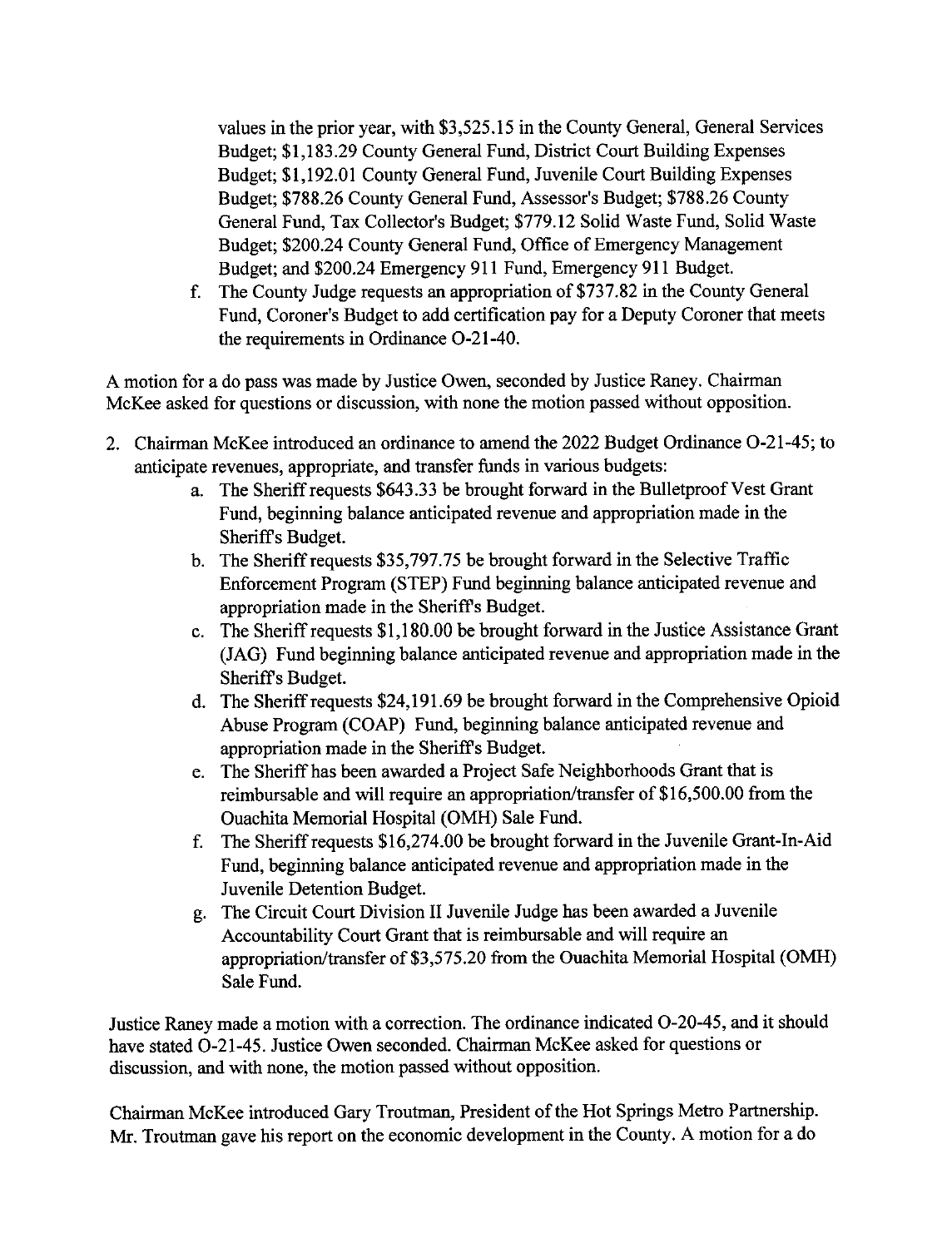values in the prior year, with $3,525.15 in the County General, General Services Budget; $1,183.29 County General Fund, District Court Building Expenses Budget; $1,192.01 County General Fund, Juvenile Court Building Expenses Budget; $788.26 County General Fund, Assessor's Budget; $788.26 County General Fund, Tax Collector's Budget; $779.12 Solid Waste Fund, Solid Waste Budget; $200.24 County General Fund, Office of Emergency Management Budget; and $200.24 Emergency 911 Fund, Emergency 911 Budget.

f. The County Judge requests an appropriation of $737.82 in the County General Fund, Coroner's Budget to add certification pay for a Deputy Coroner that meets the requirements in Ordinance O-21-40.

A motion for a do pass was made by Justice Owen, seconded by Justice Raney. Chairman McKee asked for questions or discussion, with none the motion passed without opposition.

2. Chairman McKee introduced an ordinance to amend the 2022 Budget Ordinance O-21-45; to anticipate revenues, appropriate, and transfer funds in various budgets:
   a. The Sheriff requests $643.33 be brought forward in the Bulletproof Vest Grant Fund, beginning balance anticipated revenue and appropriation made in the Sheriff's Budget.
   b. The Sheriff requests $35,797.75 be brought forward in the Selective Traffic Enforcement Program (STEP) Fund beginning balance anticipated revenue and appropriation made in the Sheriff's Budget.
   c. The Sheriff requests $1,180.00 be brought forward in the Justice Assistance Grant (JAG) Fund beginning balance anticipated revenue and appropriation made in the Sheriff's Budget.
   d. The Sheriff requests $24,191.69 be brought forward in the Comprehensive Opioid Abuse Program (COAP) Fund, beginning balance anticipated revenue and appropriation made in the Sheriff's Budget.
   e. The Sheriff has been awarded a Project Safe Neighborhoods Grant that is reimbursable and will require an appropriation/transfer of $16,500.00 from the Ouachita Memorial Hospital (OMH) Sale Fund.
   f. The Sheriff requests $16,274.00 be brought forward in the Juvenile Grant-In-Aid Fund, beginning balance anticipated revenue and appropriation made in the Juvenile Detention Budget.
   g. The Circuit Court Division II Juvenile Judge has been awarded a Juvenile Accountability Court Grant that is reimbursable and will require an appropriation/transfer of $3,575.20 from the Ouachita Memorial Hospital (OMH) Sale Fund.

Justice Raney made a motion with a correction. The ordinance indicated O-20-45, and it should have stated O-21-45. Justice Owen seconded. Chairman McKee asked for questions or discussion, and with none, the motion passed without opposition.

Chairman McKee introduced Gary Troutman, President of the Hot Springs Metro Partnership. Mr. Troutman gave his report on the economic development in the County. A motion for a do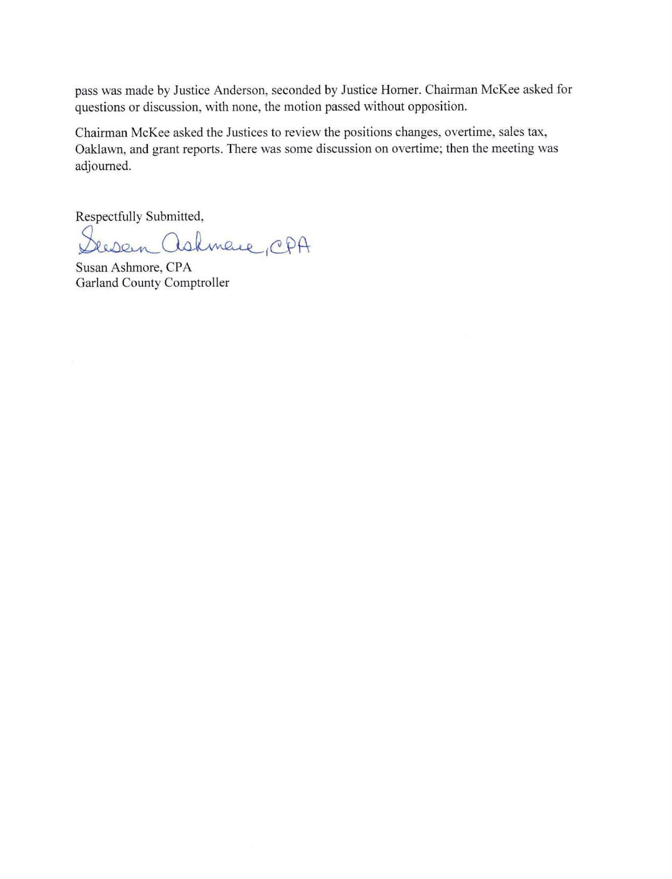pass was made by Justice Anderson, seconded by Justice Horner. Chairman McKee asked for questions or discussion, with none, the motion passed without opposition.

Chairman McKee asked the Justices to review the positions changes, overtime, sales tax, Oaklawn, and grant reports. There was some discussion on overtime; then the meeting was adjourned.

Respectfully Submitted,

Susan Ashmore, CPA

Susan Ashmore, CPA
Garland County Comptroller